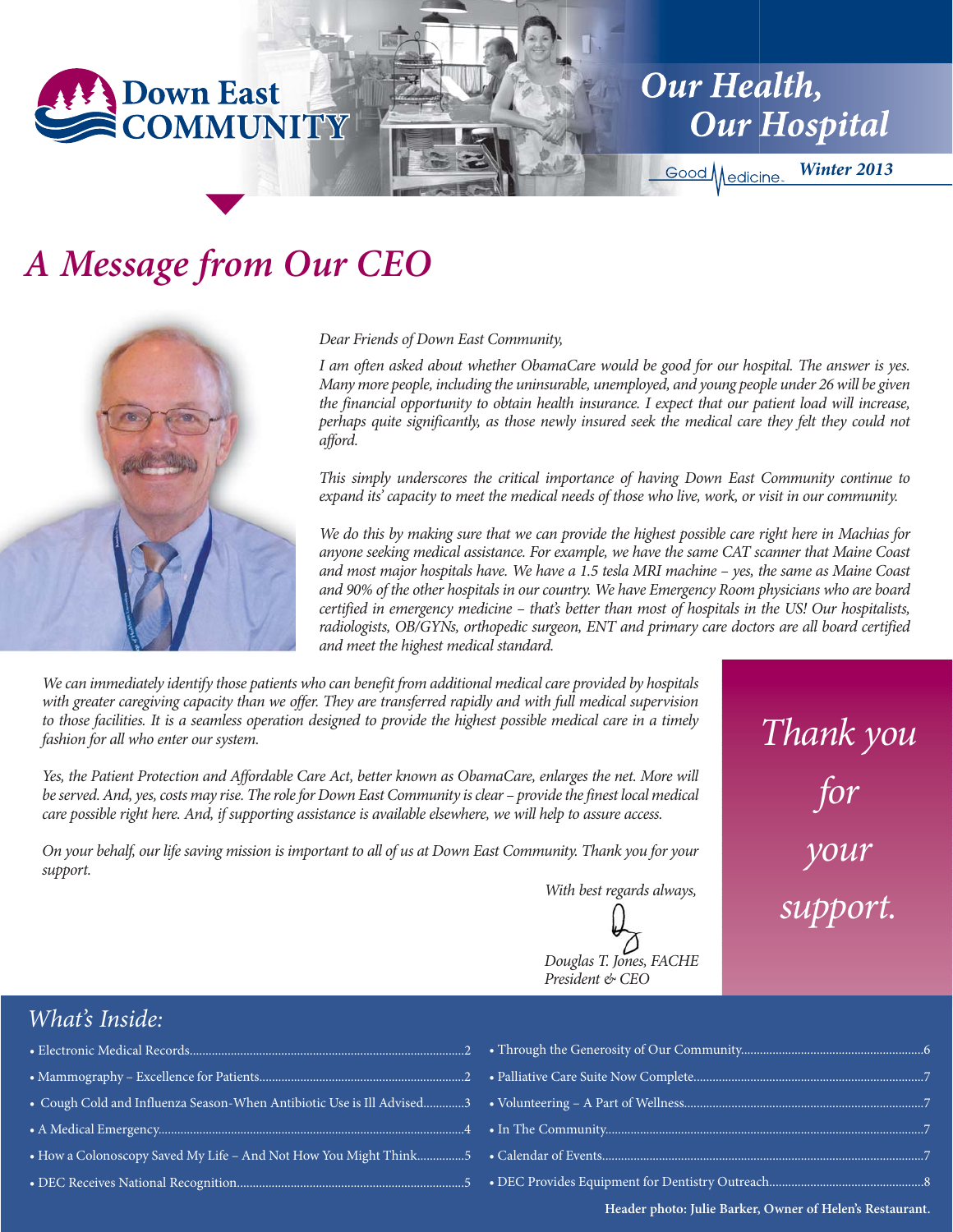Down East COMMUNITY

# Our Health, Our Hospital

Good Medicine. *Winter 2013*

## *A Message from Our CEO*

*Dear Friends of Down East Community,*

*I am often asked about whether ObamaCare would be good for our hospital. The answer is yes. Many more people, including the uninsurable, unemployed, and young people under 26 will be given the financial opportunity to obtain health insurance. I expect that our patient load will increase, perhaps quite significantly, as those newly insured seek the medical care they felt they could not afford.*

*This simply underscores the critical importance of having Down East Community continue to expand its' capacity to meet the medical needs of those who live, work, or visit in our community.*

*We do this by making sure that we can provide the highest possible care right here in Machias for anyone seeking medical assistance. For example, we have the same CAT scanner that Maine Coast and most major hospitals have. We have a 1.5 tesla MRI machine – yes, the same as Maine Coast and 90% of the other hospitals in our country. We have Emergency Room physicians who are board certified in emergency medicine – that's better than most of hospitals in the US! Our hospitalists, radiologists, OB/GYNs, orthopedic surgeon, ENT and primary care doctors are all board certified and meet the highest medical standard.*

*We can immediately identify those patients who can benefit from additional medical care provided by hospitals with greater caregiving capacity than we offer. They are transferred rapidly and with full medical supervision to those facilities. It is a seamless operation designed to provide the highest possible medical care in a timely fashion for all who enter our system.*

*Yes, the Patient Protection and Affordable Care Act, better known as ObamaCare, enlarges the net. More will be served. And, yes, costs may rise. The role for Down East Community is clear – provide the finest local medical care possible right here. And, if supporting assistance is available elsewhere, we will help to assure access.*

*On your behalf, our life saving mission is important to all of us at Down East Community. Thank you for your support.*

*With best regards always,*

*Douglas T. Jones, FACHE*
*President & CEO*

*Thank you for your support.*

## *What's Inside:*

- Electronic Medical Records....................2
- Mammography – Excellence for Patients....................2
- Cough Cold and Influenza Season-When Antibiotic Use is Ill Advised....................3
- A Medical Emergency....................4
- How a Colonoscopy Saved My Life – And Not How You Might Think....................5
- DEC Receives National Recognition....................5
- Through the Generosity of Our Community....................6
- Palliative Care Suite Now Complete....................7
- Volunteering – A Part of Wellness....................7
- In The Community....................7
- Calendar of Events....................7
- DEC Provides Equipment for Dentistry Outreach....................8

**Header photo: Julie Barker, Owner of Helen's Restaurant.**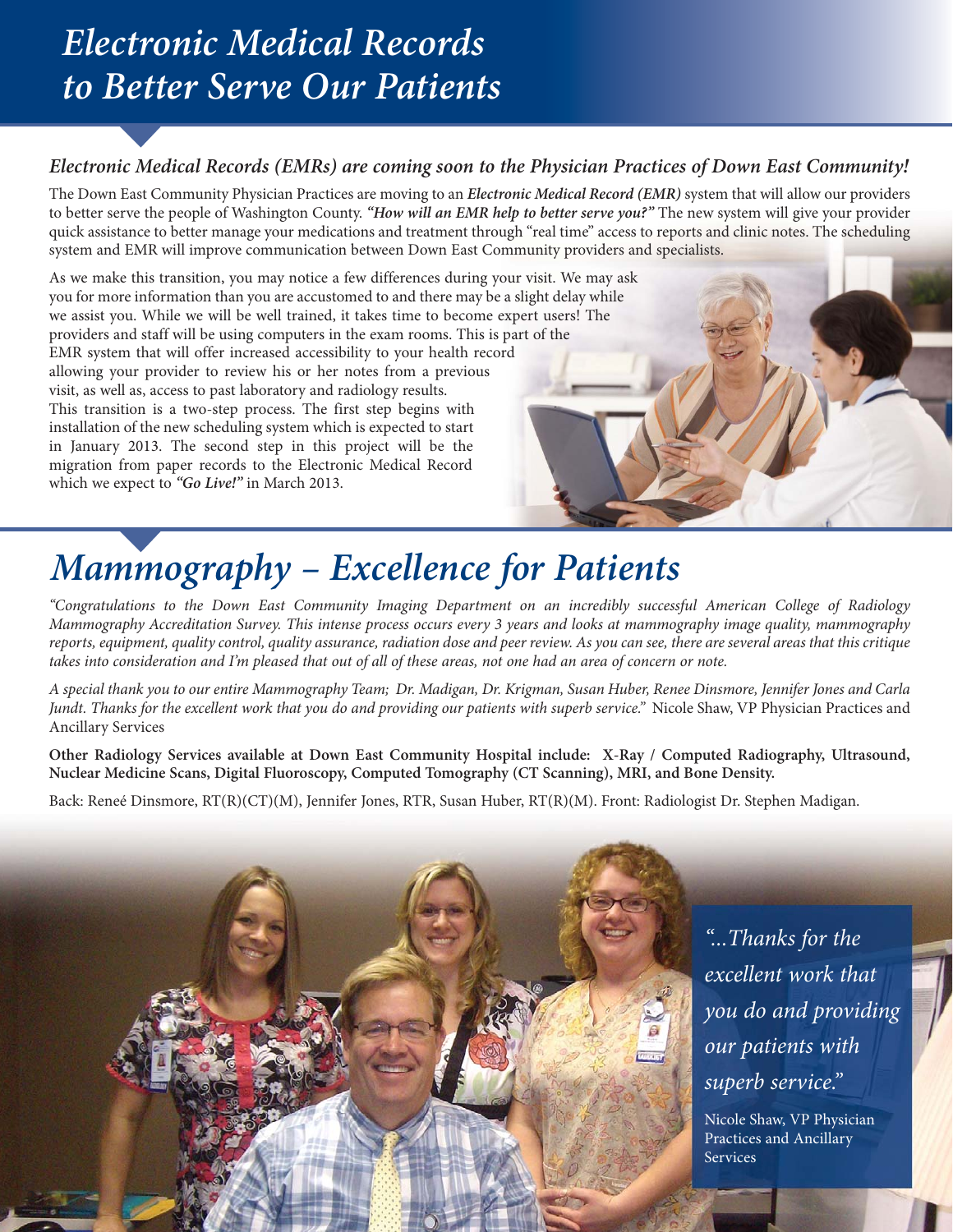# *Electronic Medical Records to Better Serve Our Patients*

### *Electronic Medical Records (EMRs) are coming soon to the Physician Practices of Down East Community!*

The Down East Community Physician Practices are moving to an ***Electronic Medical Record (EMR)*** system that will allow our providers to better serve the people of Washington County. ***"How will an EMR help to better serve you?"*** The new system will give your provider quick assistance to better manage your medications and treatment through "real time" access to reports and clinic notes. The scheduling system and EMR will improve communication between Down East Community providers and specialists.

As we make this transition, you may notice a few differences during your visit. We may ask you for more information than you are accustomed to and there may be a slight delay while we assist you. While we will be well trained, it takes time to become expert users! The providers and staff will be using computers in the exam rooms. This is part of the EMR system that will offer increased accessibility to your health record allowing your provider to review his or her notes from a previous visit, as well as, access to past laboratory and radiology results. This transition is a two-step process. The first step begins with installation of the new scheduling system which is expected to start in January 2013. The second step in this project will be the migration from paper records to the Electronic Medical Record which we expect to ***"Go Live!"*** in March 2013.

# *Mammography – Excellence for Patients*

*"Congratulations to the Down East Community Imaging Department on an incredibly successful American College of Radiology Mammography Accreditation Survey. This intense process occurs every 3 years and looks at mammography image quality, mammography reports, equipment, quality control, quality assurance, radiation dose and peer review. As you can see, there are several areas that this critique takes into consideration and I'm pleased that out of all of these areas, not one had an area of concern or note.*

*A special thank you to our entire Mammography Team; Dr. Madigan, Dr. Krigman, Susan Huber, Renee Dinsmore, Jennifer Jones and Carla Jundt. Thanks for the excellent work that you do and providing our patients with superb service."* Nicole Shaw, VP Physician Practices and Ancillary Services

**Other Radiology Services available at Down East Community Hospital include: X-Ray / Computed Radiography, Ultrasound, Nuclear Medicine Scans, Digital Fluoroscopy, Computed Tomography (CT Scanning), MRI, and Bone Density.**

Back: Reneé Dinsmore, RT(R)(CT)(M), Jennifer Jones, RTR, Susan Huber, RT(R)(M). Front: Radiologist Dr. Stephen Madigan.

*"...Thanks for the excellent work that you do and providing our patients with superb service."*

Nicole Shaw, VP Physician Practices and Ancillary Services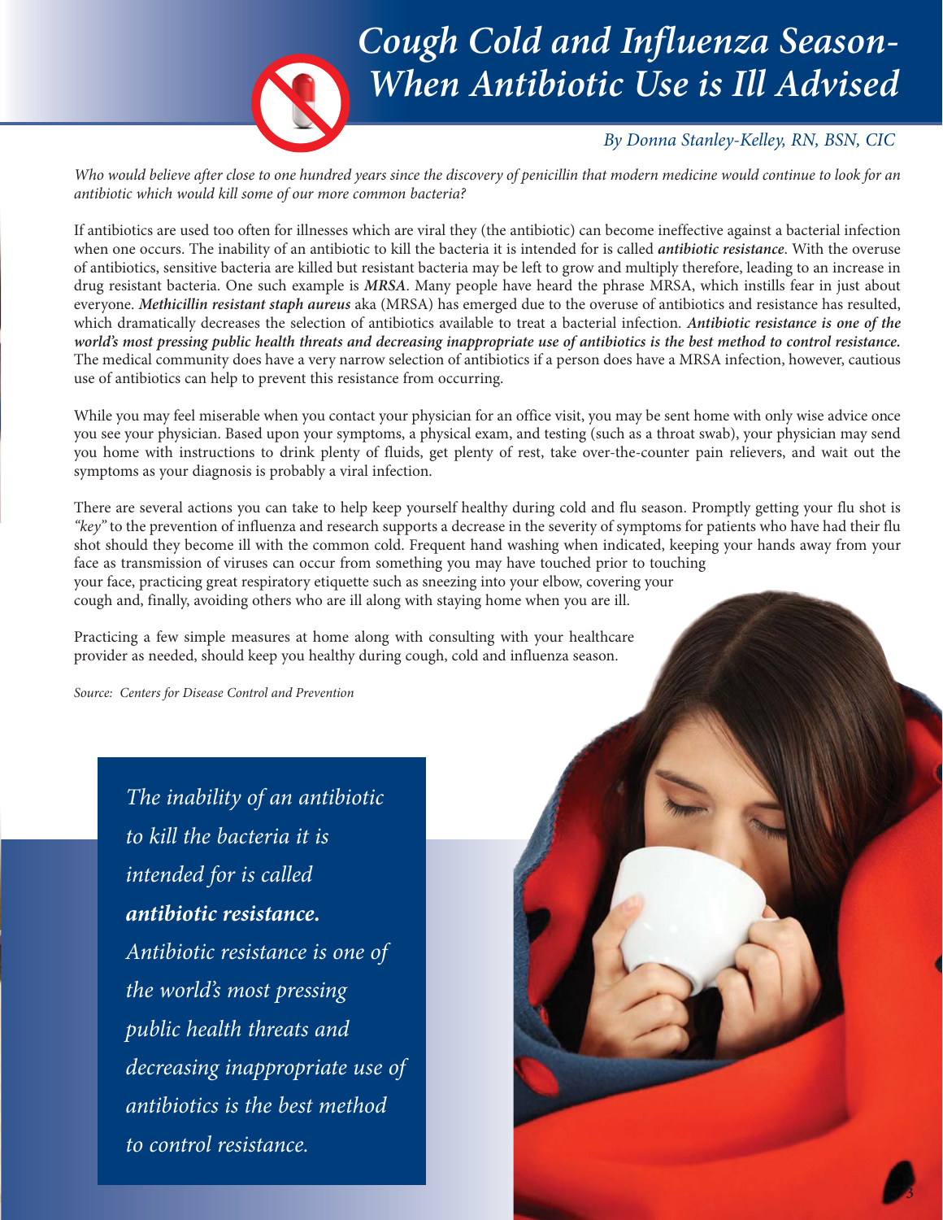# *Cough Cold and Influenza Season-When Antibiotic Use is Ill Advised*

*By Donna Stanley-Kelley, RN, BSN, CIC*

*Who would believe after close to one hundred years since the discovery of penicillin that modern medicine would continue to look for an antibiotic which would kill some of our more common bacteria?*

If antibiotics are used too often for illnesses which are viral they (the antibiotic) can become ineffective against a bacterial infection when one occurs. The inability of an antibiotic to kill the bacteria it is intended for is called ***antibiotic resistance***. With the overuse of antibiotics, sensitive bacteria are killed but resistant bacteria may be left to grow and multiply therefore, leading to an increase in drug resistant bacteria. One such example is ***MRSA***. Many people have heard the phrase MRSA, which instills fear in just about everyone. ***Methicillin resistant staph aureus*** aka (MRSA) has emerged due to the overuse of antibiotics and resistance has resulted, which dramatically decreases the selection of antibiotics available to treat a bacterial infection. ***Antibiotic resistance is one of the world's most pressing public health threats and decreasing inappropriate use of antibiotics is the best method to control resistance.*** The medical community does have a very narrow selection of antibiotics if a person does have a MRSA infection, however, cautious use of antibiotics can help to prevent this resistance from occurring.

While you may feel miserable when you contact your physician for an office visit, you may be sent home with only wise advice once you see your physician. Based upon your symptoms, a physical exam, and testing (such as a throat swab), your physician may send you home with instructions to drink plenty of fluids, get plenty of rest, take over-the-counter pain relievers, and wait out the symptoms as your diagnosis is probably a viral infection.

There are several actions you can take to help keep yourself healthy during cold and flu season. Promptly getting your flu shot is *"key"* to the prevention of influenza and research supports a decrease in the severity of symptoms for patients who have had their flu shot should they become ill with the common cold. Frequent hand washing when indicated, keeping your hands away from your face as transmission of viruses can occur from something you may have touched prior to touching your face, practicing great respiratory etiquette such as sneezing into your elbow, covering your cough and, finally, avoiding others who are ill along with staying home when you are ill.

Practicing a few simple measures at home along with consulting with your healthcare provider as needed, should keep you healthy during cough, cold and influenza season.

*Source: Centers for Disease Control and Prevention*

> *The inability of an antibiotic to kill the bacteria it is intended for is called* ***antibiotic resistance.*** *Antibiotic resistance is one of the world's most pressing public health threats and decreasing inappropriate use of antibiotics is the best method to control resistance.*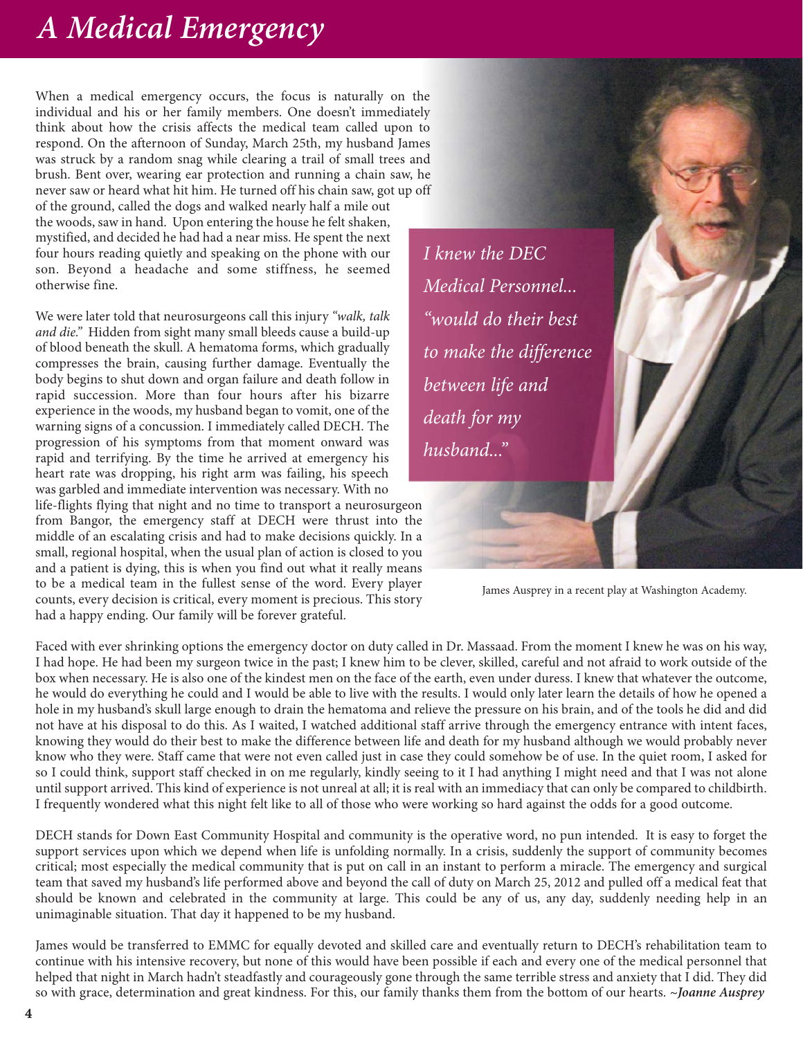# A Medical Emergency

When a medical emergency occurs, the focus is naturally on the individual and his or her family members. One doesn't immediately think about how the crisis affects the medical team called upon to respond. On the afternoon of Sunday, March 25th, my husband James was struck by a random snag while clearing a trail of small trees and brush. Bent over, wearing ear protection and running a chain saw, he never saw or heard what hit him. He turned off his chain saw, got up off of the ground, called the dogs and walked nearly half a mile out the woods, saw in hand. Upon entering the house he felt shaken, mystified, and decided he had had a near miss. He spent the next four hours reading quietly and speaking on the phone with our son. Beyond a headache and some stiffness, he seemed otherwise fine.

We were later told that neurosurgeons call this injury *"walk, talk and die."* Hidden from sight many small bleeds cause a build-up of blood beneath the skull. A hematoma forms, which gradually compresses the brain, causing further damage. Eventually the body begins to shut down and organ failure and death follow in rapid succession. More than four hours after his bizarre experience in the woods, my husband began to vomit, one of the warning signs of a concussion. I immediately called DECH. The progression of his symptoms from that moment onward was rapid and terrifying. By the time he arrived at emergency his heart rate was dropping, his right arm was failing, his speech was garbled and immediate intervention was necessary. With no life-flights flying that night and no time to transport a neurosurgeon from Bangor, the emergency staff at DECH were thrust into the middle of an escalating crisis and had to make decisions quickly. In a small, regional hospital, when the usual plan of action is closed to you and a patient is dying, this is when you find out what it really means to be a medical team in the fullest sense of the word. Every player counts, every decision is critical, every moment is precious. This story had a happy ending. Our family will be forever grateful.

*I knew the DEC Medical Personnel... "would do their best to make the difference between life and death for my husband..."*

James Ausprey in a recent play at Washington Academy.

Faced with ever shrinking options the emergency doctor on duty called in Dr. Massaad. From the moment I knew he was on his way, I had hope. He had been my surgeon twice in the past; I knew him to be clever, skilled, careful and not afraid to work outside of the box when necessary. He is also one of the kindest men on the face of the earth, even under duress. I knew that whatever the outcome, he would do everything he could and I would be able to live with the results. I would only later learn the details of how he opened a hole in my husband's skull large enough to drain the hematoma and relieve the pressure on his brain, and of the tools he did and did not have at his disposal to do this. As I waited, I watched additional staff arrive through the emergency entrance with intent faces, knowing they would do their best to make the difference between life and death for my husband although we would probably never know who they were. Staff came that were not even called just in case they could somehow be of use. In the quiet room, I asked for so I could think, support staff checked in on me regularly, kindly seeing to it I had anything I might need and that I was not alone until support arrived. This kind of experience is not unreal at all; it is real with an immediacy that can only be compared to childbirth. I frequently wondered what this night felt like to all of those who were working so hard against the odds for a good outcome.

DECH stands for Down East Community Hospital and community is the operative word, no pun intended. It is easy to forget the support services upon which we depend when life is unfolding normally. In a crisis, suddenly the support of community becomes critical; most especially the medical community that is put on call in an instant to perform a miracle. The emergency and surgical team that saved my husband's life performed above and beyond the call of duty on March 25, 2012 and pulled off a medical feat that should be known and celebrated in the community at large. This could be any of us, any day, suddenly needing help in an unimaginable situation. That day it happened to be my husband.

James would be transferred to EMMC for equally devoted and skilled care and eventually return to DECH's rehabilitation team to continue with his intensive recovery, but none of this would have been possible if each and every one of the medical personnel that helped that night in March hadn't steadfastly and courageously gone through the same terrible stress and anxiety that I did. They did so with grace, determination and great kindness. For this, our family thanks them from the bottom of our hearts. *~**Joanne Ausprey***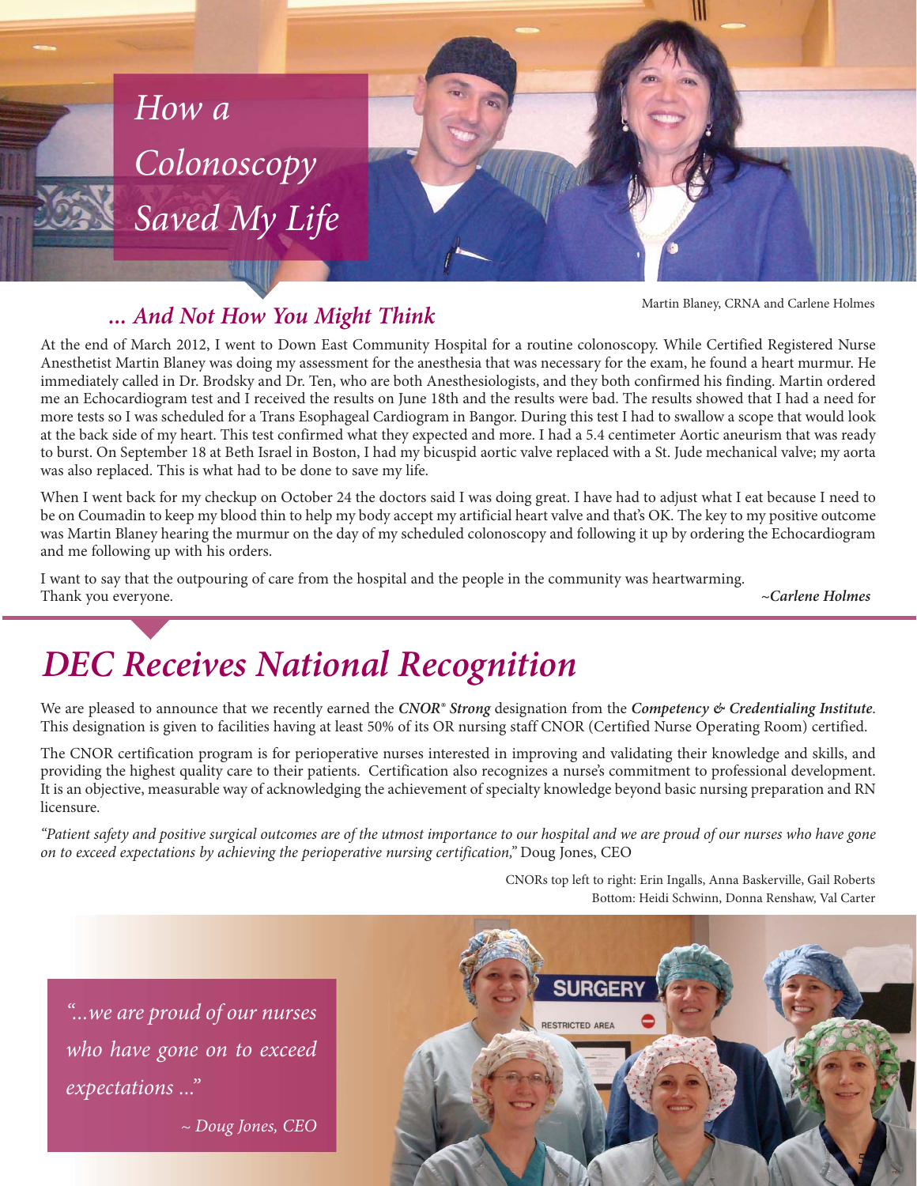# How a Colonoscopy Saved My Life

## *... And Not How You Might Think*

Martin Blaney, CRNA and Carlene Holmes

At the end of March 2012, I went to Down East Community Hospital for a routine colonoscopy. While Certified Registered Nurse Anesthetist Martin Blaney was doing my assessment for the anesthesia that was necessary for the exam, he found a heart murmur. He immediately called in Dr. Brodsky and Dr. Ten, who are both Anesthesiologists, and they both confirmed his finding. Martin ordered me an Echocardiogram test and I received the results on June 18th and the results were bad. The results showed that I had a need for more tests so I was scheduled for a Trans Esophageal Cardiogram in Bangor. During this test I had to swallow a scope that would look at the back side of my heart. This test confirmed what they expected and more. I had a 5.4 centimeter Aortic aneurism that was ready to burst. On September 18 at Beth Israel in Boston, I had my bicuspid aortic valve replaced with a St. Jude mechanical valve; my aorta was also replaced. This is what had to be done to save my life.

When I went back for my checkup on October 24 the doctors said I was doing great. I have had to adjust what I eat because I need to be on Coumadin to keep my blood thin to help my body accept my artificial heart valve and that's OK. The key to my positive outcome was Martin Blaney hearing the murmur on the day of my scheduled colonoscopy and following it up by ordering the Echocardiogram and me following up with his orders.

I want to say that the outpouring of care from the hospital and the people in the community was heartwarming. Thank you everyone.

***~Carlene Holmes***

# *DEC Receives National Recognition*

We are pleased to announce that we recently earned the ***CNOR® Strong*** designation from the ***Competency & Credentialing Institute***. This designation is given to facilities having at least 50% of its OR nursing staff CNOR (Certified Nurse Operating Room) certified.

The CNOR certification program is for perioperative nurses interested in improving and validating their knowledge and skills, and providing the highest quality care to their patients. Certification also recognizes a nurse's commitment to professional development. It is an objective, measurable way of acknowledging the achievement of specialty knowledge beyond basic nursing preparation and RN licensure.

*"Patient safety and positive surgical outcomes are of the utmost importance to our hospital and we are proud of our nurses who have gone on to exceed expectations by achieving the perioperative nursing certification,"* Doug Jones, CEO

CNORs top left to right: Erin Ingalls, Anna Baskerville, Gail Roberts
Bottom: Heidi Schwinn, Donna Renshaw, Val Carter

*"...we are proud of our nurses who have gone on to exceed expectations ..."*

*~ Doug Jones, CEO*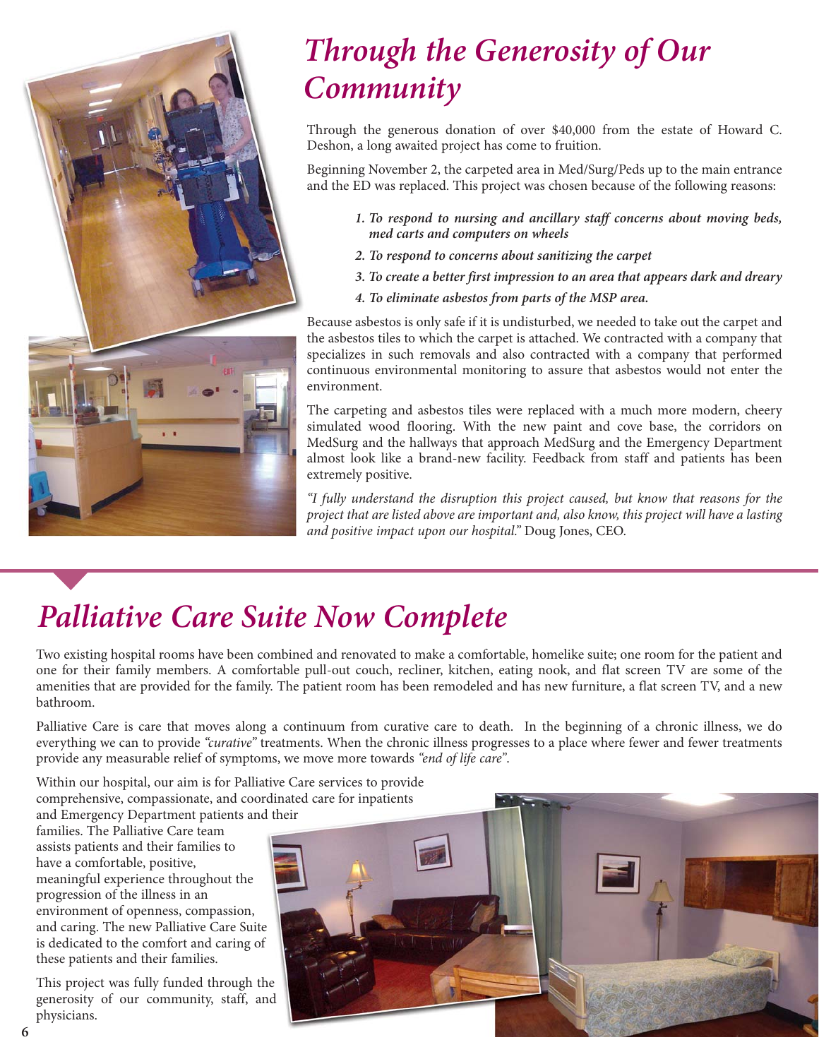# Through the Generosity of Our Community

Through the generous donation of over $40,000 from the estate of Howard C. Deshon, a long awaited project has come to fruition.

Beginning November 2, the carpeted area in Med/Surg/Peds up to the main entrance and the ED was replaced. This project was chosen because of the following reasons:

1. ***To respond to nursing and ancillary staff concerns about moving beds, med carts and computers on wheels***
2. ***To respond to concerns about sanitizing the carpet***
3. ***To create a better first impression to an area that appears dark and dreary***
4. ***To eliminate asbestos from parts of the MSP area.***

Because asbestos is only safe if it is undisturbed, we needed to take out the carpet and the asbestos tiles to which the carpet is attached. We contracted with a company that specializes in such removals and also contracted with a company that performed continuous environmental monitoring to assure that asbestos would not enter the environment.

The carpeting and asbestos tiles were replaced with a much more modern, cheery simulated wood flooring. With the new paint and cove base, the corridors on MedSurg and the hallways that approach MedSurg and the Emergency Department almost look like a brand-new facility. Feedback from staff and patients has been extremely positive.

*"I fully understand the disruption this project caused, but know that reasons for the project that are listed above are important and, also know, this project will have a lasting and positive impact upon our hospital."* Doug Jones, CEO.

# Palliative Care Suite Now Complete

Two existing hospital rooms have been combined and renovated to make a comfortable, homelike suite; one room for the patient and one for their family members. A comfortable pull-out couch, recliner, kitchen, eating nook, and flat screen TV are some of the amenities that are provided for the family. The patient room has been remodeled and has new furniture, a flat screen TV, and a new bathroom.

Palliative Care is care that moves along a continuum from curative care to death. In the beginning of a chronic illness, we do everything we can to provide *"curative"* treatments. When the chronic illness progresses to a place where fewer and fewer treatments provide any measurable relief of symptoms, we move more towards *"end of life care"*.

Within our hospital, our aim is for Palliative Care services to provide comprehensive, compassionate, and coordinated care for inpatients and Emergency Department patients and their families. The Palliative Care team assists patients and their families to have a comfortable, positive, meaningful experience throughout the progression of the illness in an environment of openness, compassion, and caring. The new Palliative Care Suite is dedicated to the comfort and caring of these patients and their families.

This project was fully funded through the generosity of our community, staff, and physicians.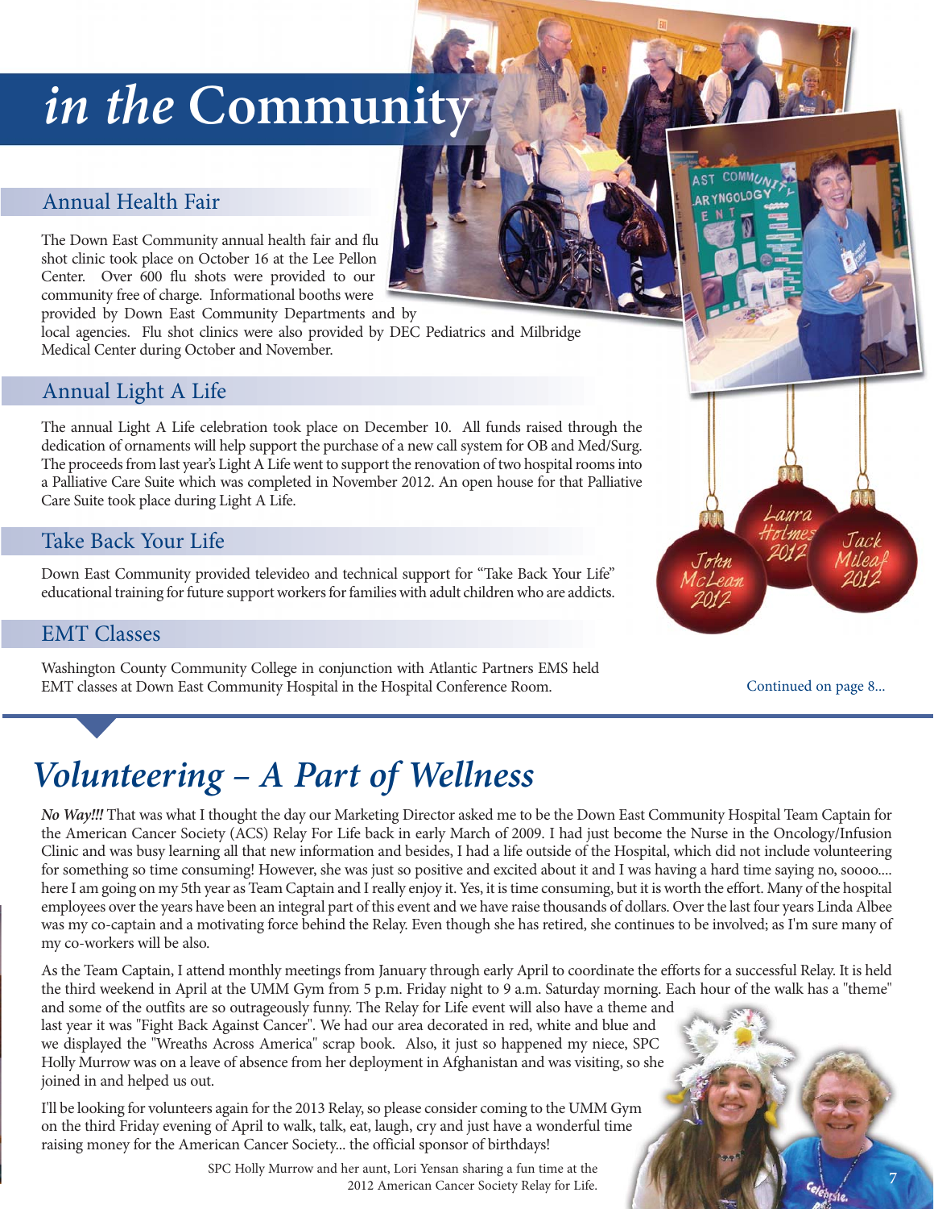# *in the* Community

## Annual Health Fair

The Down East Community annual health fair and flu shot clinic took place on October 16 at the Lee Pellon Center. Over 600 flu shots were provided to our community free of charge. Informational booths were provided by Down East Community Departments and by local agencies. Flu shot clinics were also provided by DEC Pediatrics and Milbridge Medical Center during October and November.

## Annual Light A Life

The annual Light A Life celebration took place on December 10. All funds raised through the dedication of ornaments will help support the purchase of a new call system for OB and Med/Surg. The proceeds from last year's Light A Life went to support the renovation of two hospital rooms into a Palliative Care Suite which was completed in November 2012. An open house for that Palliative Care Suite took place during Light A Life.

## Take Back Your Life

Down East Community provided televideo and technical support for "Take Back Your Life" educational training for future support workers for families with adult children who are addicts.

## EMT Classes

Washington County Community College in conjunction with Atlantic Partners EMS held EMT classes at Down East Community Hospital in the Hospital Conference Room.

Continued on page 8...

# *Volunteering – A Part of Wellness*

***No Way!!!*** That was what I thought the day our Marketing Director asked me to be the Down East Community Hospital Team Captain for the American Cancer Society (ACS) Relay For Life back in early March of 2009. I had just become the Nurse in the Oncology/Infusion Clinic and was busy learning all that new information and besides, I had a life outside of the Hospital, which did not include volunteering for something so time consuming! However, she was just so positive and excited about it and I was having a hard time saying no, soooo.... here I am going on my 5th year as Team Captain and I really enjoy it. Yes, it is time consuming, but it is worth the effort. Many of the hospital employees over the years have been an integral part of this event and we have raise thousands of dollars. Over the last four years Linda Albee was my co-captain and a motivating force behind the Relay. Even though she has retired, she continues to be involved; as I'm sure many of my co-workers will be also.

As the Team Captain, I attend monthly meetings from January through early April to coordinate the efforts for a successful Relay. It is held the third weekend in April at the UMM Gym from 5 p.m. Friday night to 9 a.m. Saturday morning. Each hour of the walk has a "theme" and some of the outfits are so outrageously funny. The Relay for Life event will also have a theme and last year it was "Fight Back Against Cancer". We had our area decorated in red, white and blue and we displayed the "Wreaths Across America" scrap book. Also, it just so happened my niece, SPC Holly Murrow was on a leave of absence from her deployment in Afghanistan and was visiting, so she joined in and helped us out.

I'll be looking for volunteers again for the 2013 Relay, so please consider coming to the UMM Gym on the third Friday evening of April to walk, talk, eat, laugh, cry and just have a wonderful time raising money for the American Cancer Society... the official sponsor of birthdays!

SPC Holly Murrow and her aunt, Lori Yensan sharing a fun time at the 2012 American Cancer Society Relay for Life.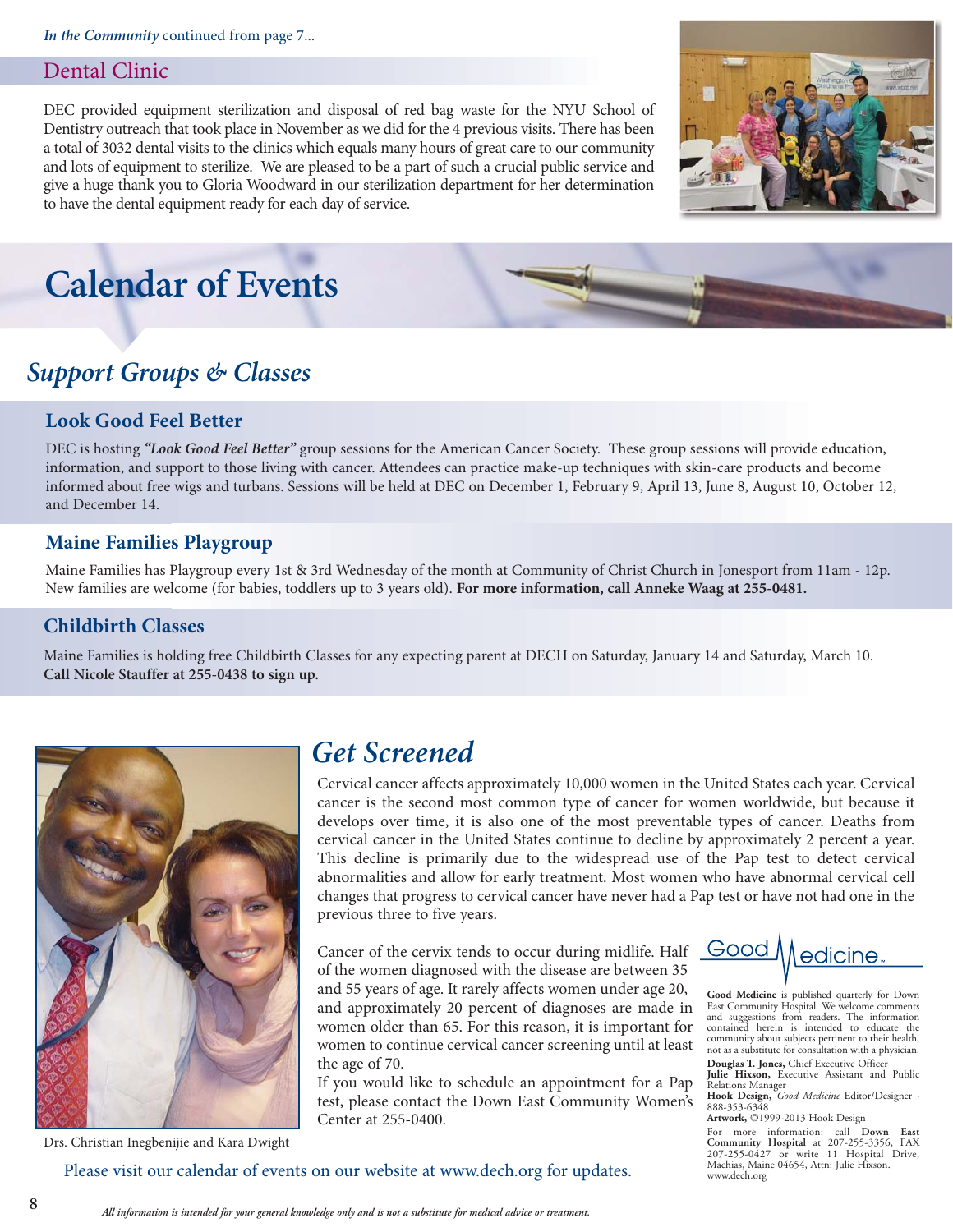*In the Community* continued from page 7...

## Dental Clinic

DEC provided equipment sterilization and disposal of red bag waste for the NYU School of Dentistry outreach that took place in November as we did for the 4 previous visits. There has been a total of 3032 dental visits to the clinics which equals many hours of great care to our community and lots of equipment to sterilize. We are pleased to be a part of such a crucial public service and give a huge thank you to Gloria Woodward in our sterilization department for her determination to have the dental equipment ready for each day of service.

# Calendar of Events

## *Support Groups & Classes*

### Look Good Feel Better

DEC is hosting ***"Look Good Feel Better"*** group sessions for the American Cancer Society. These group sessions will provide education, information, and support to those living with cancer. Attendees can practice make-up techniques with skin-care products and become informed about free wigs and turbans. Sessions will be held at DEC on December 1, February 9, April 13, June 8, August 10, October 12, and December 14.

### Maine Families Playgroup

Maine Families has Playgroup every 1st & 3rd Wednesday of the month at Community of Christ Church in Jonesport from 11am - 12p. New families are welcome (for babies, toddlers up to 3 years old). **For more information, call Anneke Waag at 255-0481.**

### Childbirth Classes

Maine Families is holding free Childbirth Classes for any expecting parent at DECH on Saturday, January 14 and Saturday, March 10. **Call Nicole Stauffer at 255-0438 to sign up.**

## *Get Screened*

Cervical cancer affects approximately 10,000 women in the United States each year. Cervical cancer is the second most common type of cancer for women worldwide, but because it develops over time, it is also one of the most preventable types of cancer. Deaths from cervical cancer in the United States continue to decline by approximately 2 percent a year. This decline is primarily due to the widespread use of the Pap test to detect cervical abnormalities and allow for early treatment. Most women who have abnormal cervical cell changes that progress to cervical cancer have never had a Pap test or have not had one in the previous three to five years.

Cancer of the cervix tends to occur during midlife. Half of the women diagnosed with the disease are between 35 and 55 years of age. It rarely affects women under age 20, and approximately 20 percent of diagnoses are made in women older than 65. For this reason, it is important for women to continue cervical cancer screening until at least the age of 70.

If you would like to schedule an appointment for a Pap test, please contact the Down East Community Women's Center at 255-0400.

Drs. Christian Inegbenijie and Kara Dwight

Please visit our calendar of events on our website at www.dech.org for updates.

Good Medicine

**Good Medicine** is published quarterly for Down East Community Hospital. We welcome comments and suggestions from readers. The information contained herein is intended to educate the community about subjects pertinent to their health, not as a substitute for consultation with a physician.

**Douglas T. Jones,** Chief Executive Officer
**Julie Hixson,** Executive Assistant and Public Relations Manager
**Hook Design,** *Good Medicine* Editor/Designer · 888-353-6348
**Artwork,** ©1999-2013 Hook Design

For more information: call **Down East Community Hospital** at 207-255-3356, FAX 207-255-0427 or write 11 Hospital Drive, Machias, Maine 04654, Attn: Julie Hixson. www.dech.org

*All information is intended for your general knowledge only and is not a substitute for medical advice or treatment.*